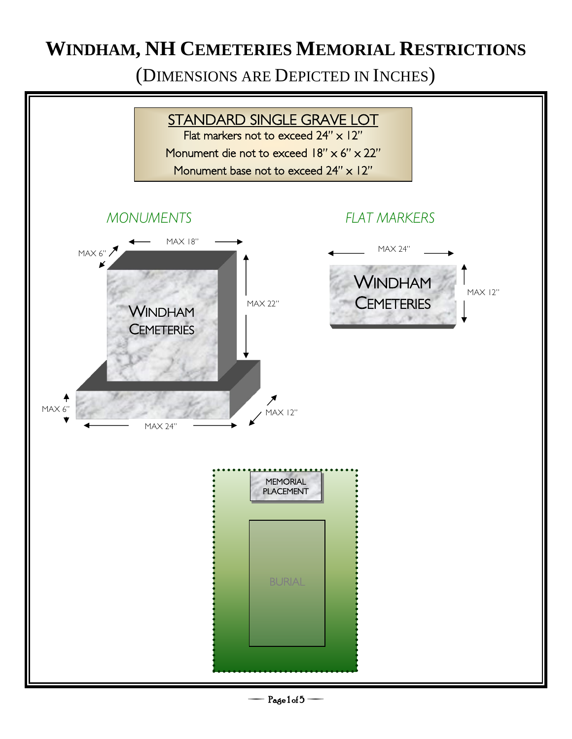# WINDHAM, NH CEMETERIES MEMORIAL RESTRICTIONS

(DIMENSIONS ARE DEPICTED IN INCHES)

## STANDARD SINGLE GRAVE LOT

Flat markers not to exceed 24" x 12"

Monument die not to exceed 18" x 6" x 22"

Monument base not to exceed 24" x 12"

### *MONUMENTS*

MAX 18"

MAX 6"

MAX 22"

WINDHAM CEMETERIES

MAX 6"

MAX 24"

MAX 12"

### *FLAT MARKERS*

MAX 24"

WINDHAM CEMETERIES

MAX 12"

MEMORIAL PLACEMENT

BURIAL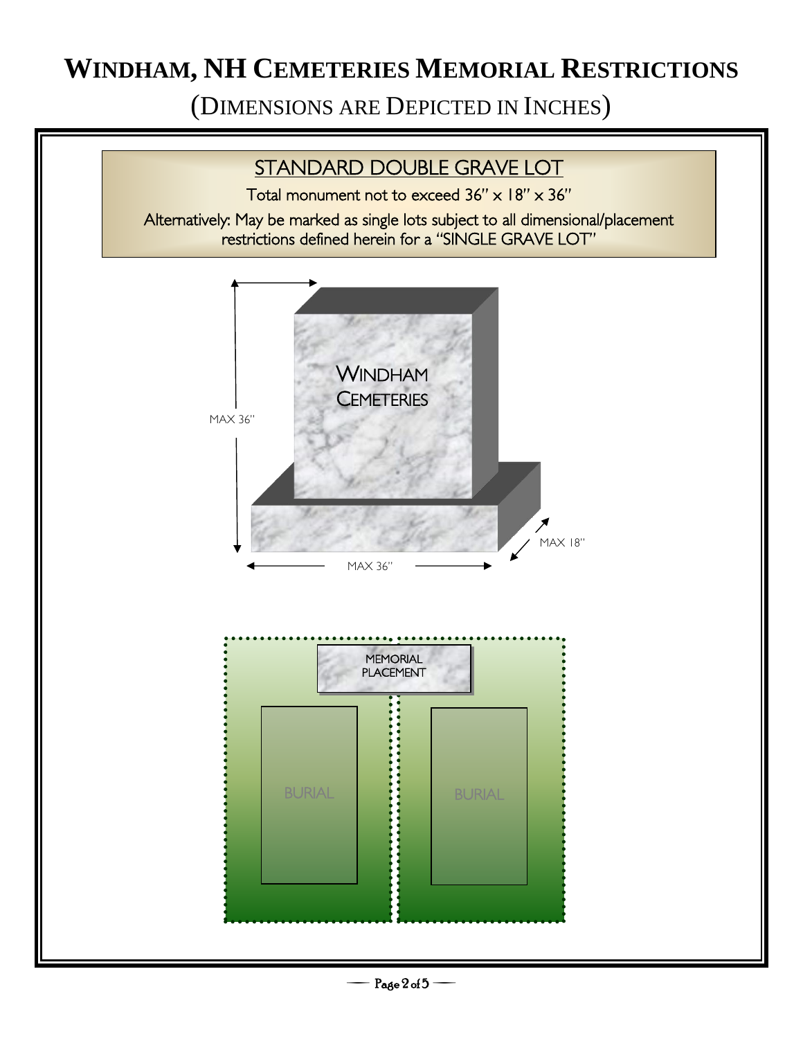# WINDHAM, NH CEMETERIES MEMORIAL RESTRICTIONS

(DIMENSIONS ARE DEPICTED IN INCHES)

## STANDARD DOUBLE GRAVE LOT

Total monument not to exceed 36" x 18" x 36"

Alternatively: May be marked as single lots subject to all dimensional/placement restrictions defined herein for a "SINGLE GRAVE LOT"

WINDHAM CEMETERIES

MAX 36"

MAX 36"

MAX 18"

MEMORIAL PLACEMENT

BURIAL

BURIAL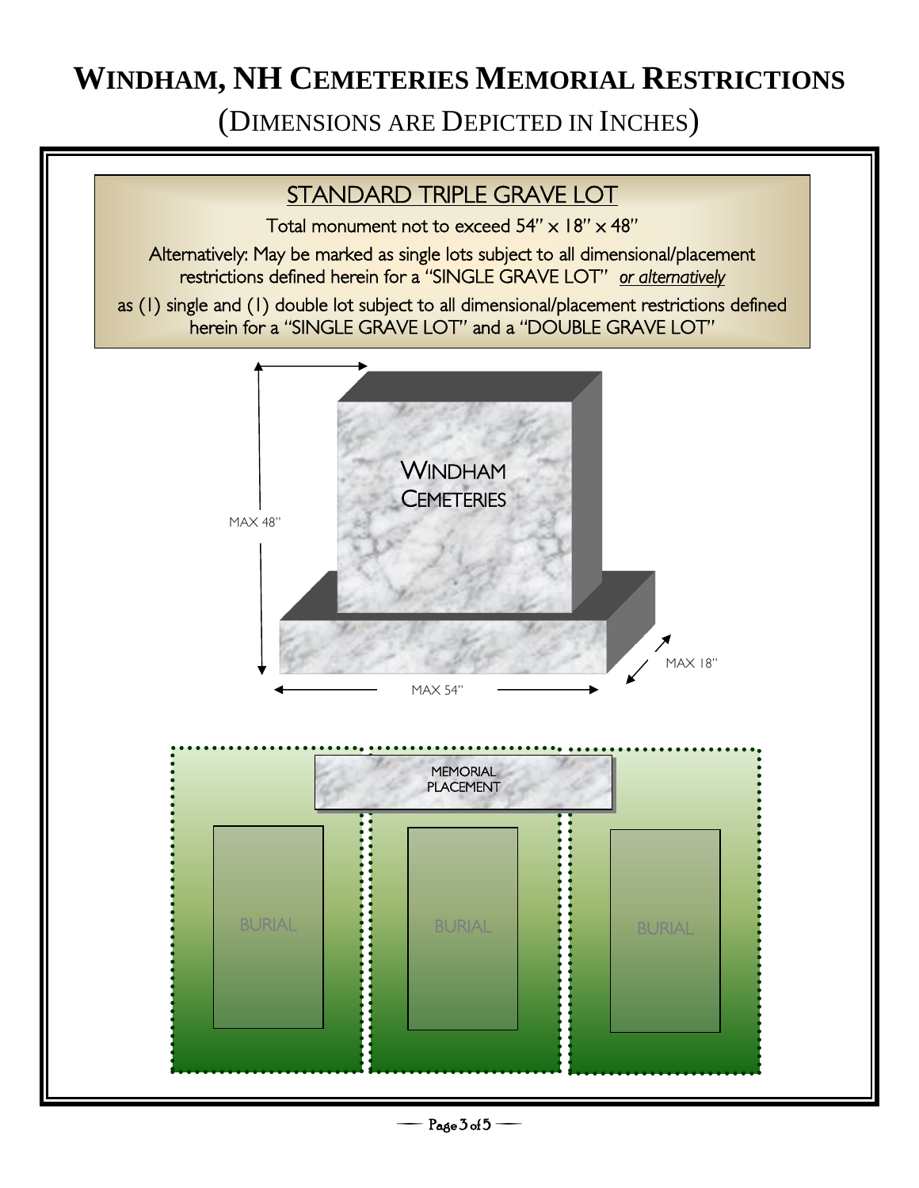# WINDHAM, NH CEMETERIES MEMORIAL RESTRICTIONS

(DIMENSIONS ARE DEPICTED IN INCHES)

## STANDARD TRIPLE GRAVE LOT

Total monument not to exceed 54" x 18" x 48"

Alternatively: May be marked as single lots subject to all dimensional/placement restrictions defined herein for a "SINGLE GRAVE LOT" *or alternatively*

as (1) single and (1) double lot subject to all dimensional/placement restrictions defined herein for a "SINGLE GRAVE LOT" and a "DOUBLE GRAVE LOT"

WINDHAM CEMETERIES

MAX 48"

MAX 18"

MAX 54"

MEMORIAL PLACEMENT

BURIAL

BURIAL

BURIAL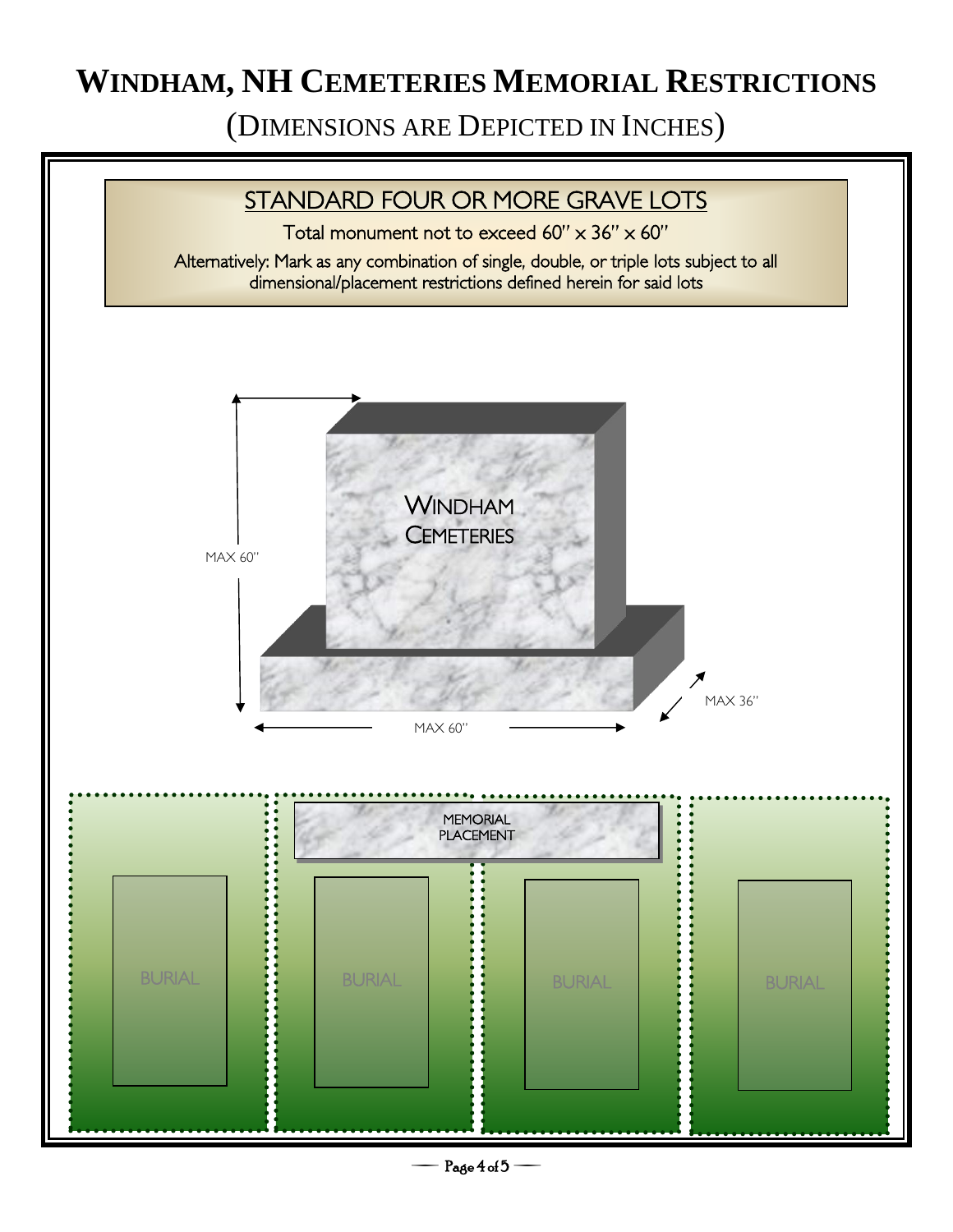# Windham, NH Cemeteries Memorial Restrictions

(Dimensions are Depicted in Inches)

## STANDARD FOUR OR MORE GRAVE LOTS

Total monument not to exceed 60" x 36" x 60"

Alternatively: Mark as any combination of single, double, or triple lots subject to all dimensional/placement restrictions defined herein for said lots

WINDHAM CEMETERIES

MAX 60"

MAX 60"

MAX 36"

MEMORIAL PLACEMENT

BURIAL

BURIAL

BURIAL

BURIAL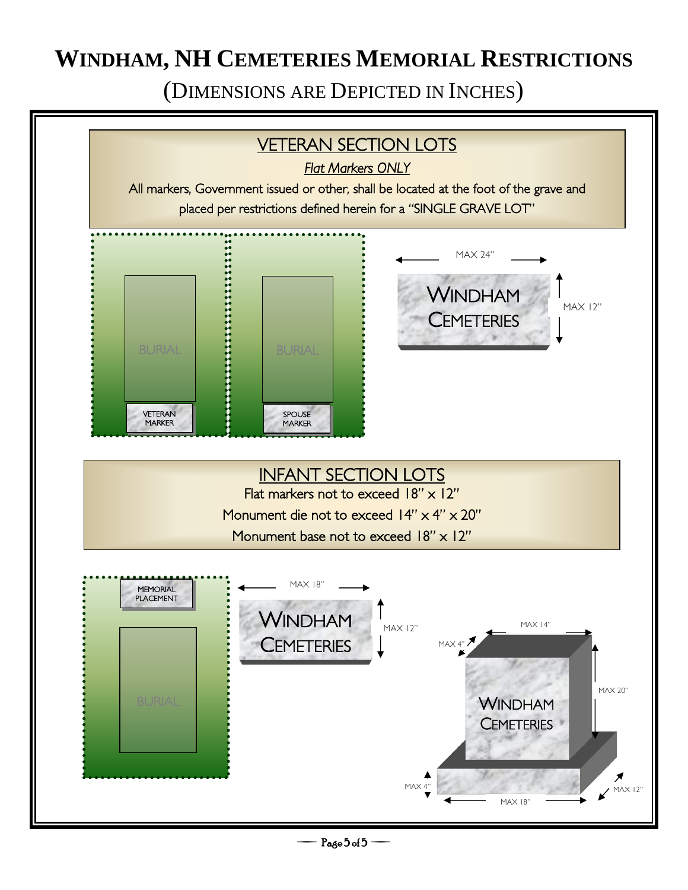# Windham, NH Cemeteries Memorial Restrictions

(Dimensions are Depicted in Inches)

## VETERAN SECTION LOTS

*Flat Markers ONLY*

All markers, Government issued or other, shall be located at the foot of the grave and placed per restrictions defined herein for a "SINGLE GRAVE LOT"

BURIAL

VETERAN MARKER

BURIAL

SPOUSE MARKER

MAX 24"

MAX 12"

WINDHAM CEMETERIES

## INFANT SECTION LOTS

Flat markers not to exceed 18" x 12"

Monument die not to exceed 14" x 4" x 20"

Monument base not to exceed 18" x 12"

MEMORIAL PLACEMENT

BURIAL

MAX 18"

MAX 12"

WINDHAM CEMETERIES

MAX 14"

MAX 4"

MAX 20"

WINDHAM CEMETERIES

MAX 4"

MAX 18"

MAX 12"